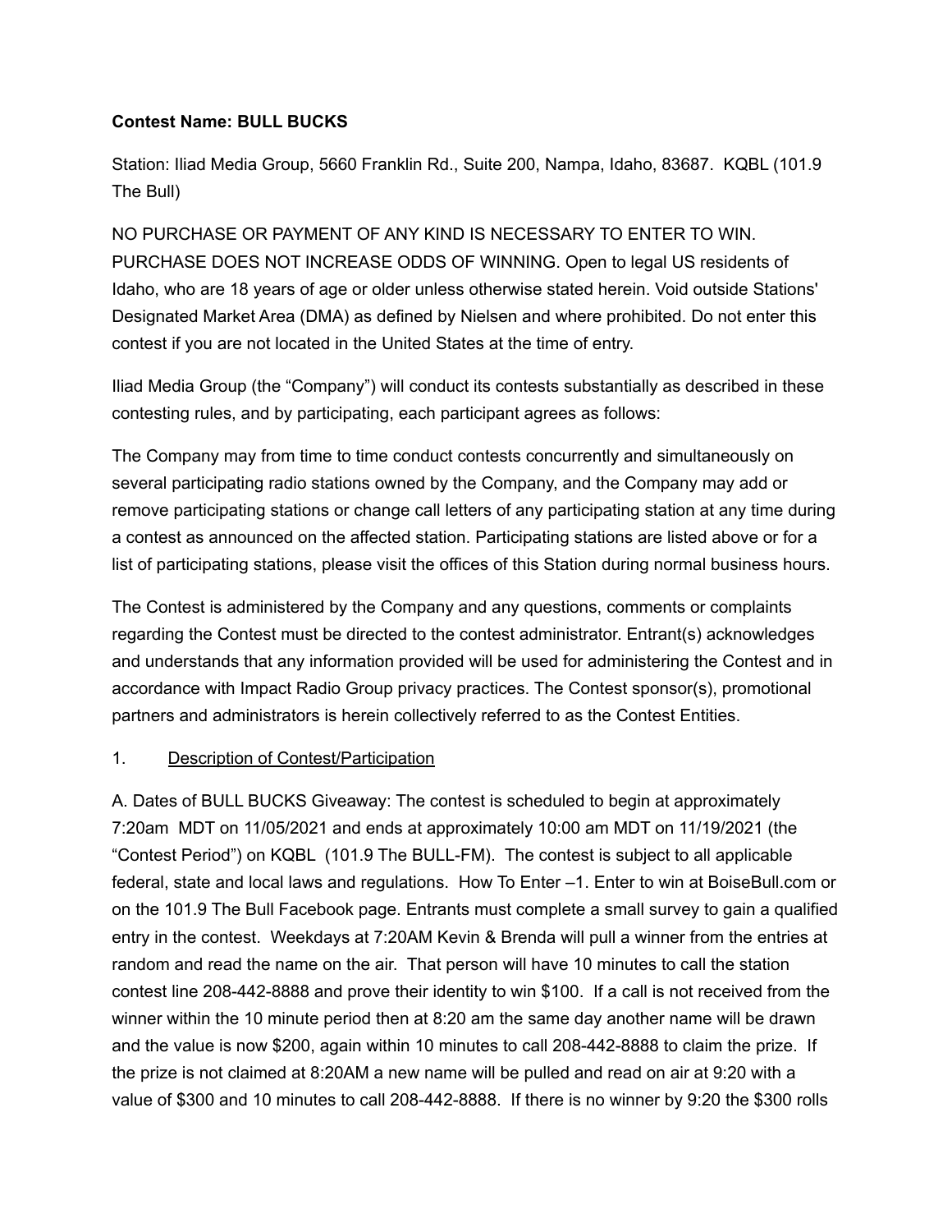**Contest Name: BULL BUCKS**

Station: Iliad Media Group, 5660 Franklin Rd., Suite 200, Nampa, Idaho, 83687. KQBL (101.9 The Bull)

NO PURCHASE OR PAYMENT OF ANY KIND IS NECESSARY TO ENTER TO WIN. PURCHASE DOES NOT INCREASE ODDS OF WINNING. Open to legal US residents of Idaho, who are 18 years of age or older unless otherwise stated herein. Void outside Stations' Designated Market Area (DMA) as defined by Nielsen and where prohibited. Do not enter this contest if you are not located in the United States at the time of entry.

Iliad Media Group (the "Company") will conduct its contests substantially as described in these contesting rules, and by participating, each participant agrees as follows:

The Company may from time to time conduct contests concurrently and simultaneously on several participating radio stations owned by the Company, and the Company may add or remove participating stations or change call letters of any participating station at any time during a contest as announced on the affected station. Participating stations are listed above or for a list of participating stations, please visit the offices of this Station during normal business hours.

The Contest is administered by the Company and any questions, comments or complaints regarding the Contest must be directed to the contest administrator. Entrant(s) acknowledges and understands that any information provided will be used for administering the Contest and in accordance with Impact Radio Group privacy practices. The Contest sponsor(s), promotional partners and administrators is herein collectively referred to as the Contest Entities.

1. <u>Description of Contest/Participation</u>

A. Dates of BULL BUCKS Giveaway: The contest is scheduled to begin at approximately 7:20am MDT on 11/05/2021 and ends at approximately 10:00 am MDT on 11/19/2021 (the "Contest Period") on KQBL (101.9 The BULL-FM). The contest is subject to all applicable federal, state and local laws and regulations. How To Enter –1. Enter to win at BoiseBull.com or on the 101.9 The Bull Facebook page. Entrants must complete a small survey to gain a qualified entry in the contest. Weekdays at 7:20AM Kevin & Brenda will pull a winner from the entries at random and read the name on the air. That person will have 10 minutes to call the station contest line 208-442-8888 and prove their identity to win $100. If a call is not received from the winner within the 10 minute period then at 8:20 am the same day another name will be drawn and the value is now $200, again within 10 minutes to call 208-442-8888 to claim the prize. If the prize is not claimed at 8:20AM a new name will be pulled and read on air at 9:20 with a value of $300 and 10 minutes to call 208-442-8888. If there is no winner by 9:20 the $300 rolls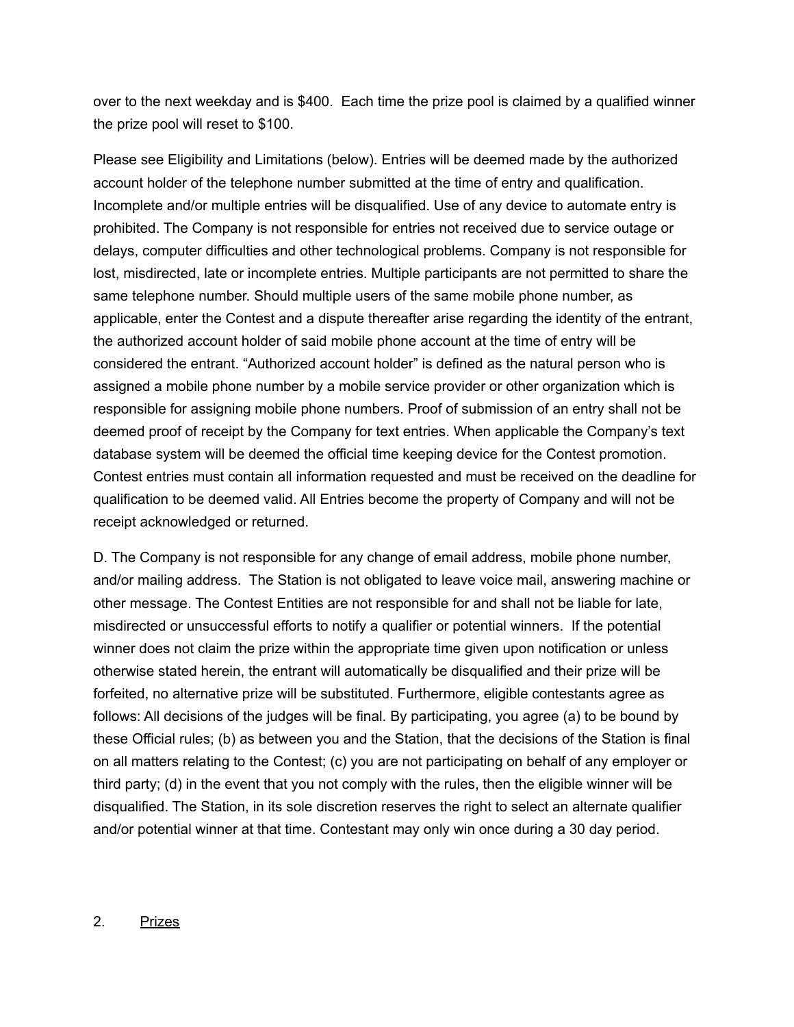over to the next weekday and is $400. Each time the prize pool is claimed by a qualified winner the prize pool will reset to $100.

Please see Eligibility and Limitations (below). Entries will be deemed made by the authorized account holder of the telephone number submitted at the time of entry and qualification. Incomplete and/or multiple entries will be disqualified. Use of any device to automate entry is prohibited. The Company is not responsible for entries not received due to service outage or delays, computer difficulties and other technological problems. Company is not responsible for lost, misdirected, late or incomplete entries. Multiple participants are not permitted to share the same telephone number. Should multiple users of the same mobile phone number, as applicable, enter the Contest and a dispute thereafter arise regarding the identity of the entrant, the authorized account holder of said mobile phone account at the time of entry will be considered the entrant. "Authorized account holder" is defined as the natural person who is assigned a mobile phone number by a mobile service provider or other organization which is responsible for assigning mobile phone numbers. Proof of submission of an entry shall not be deemed proof of receipt by the Company for text entries. When applicable the Company's text database system will be deemed the official time keeping device for the Contest promotion. Contest entries must contain all information requested and must be received on the deadline for qualification to be deemed valid. All Entries become the property of Company and will not be receipt acknowledged or returned.

D. The Company is not responsible for any change of email address, mobile phone number, and/or mailing address. The Station is not obligated to leave voice mail, answering machine or other message. The Contest Entities are not responsible for and shall not be liable for late, misdirected or unsuccessful efforts to notify a qualifier or potential winners. If the potential winner does not claim the prize within the appropriate time given upon notification or unless otherwise stated herein, the entrant will automatically be disqualified and their prize will be forfeited, no alternative prize will be substituted. Furthermore, eligible contestants agree as follows: All decisions of the judges will be final. By participating, you agree (a) to be bound by these Official rules; (b) as between you and the Station, that the decisions of the Station is final on all matters relating to the Contest; (c) you are not participating on behalf of any employer or third party; (d) in the event that you not comply with the rules, then the eligible winner will be disqualified. The Station, in its sole discretion reserves the right to select an alternate qualifier and/or potential winner at that time. Contestant may only win once during a 30 day period.

2. <u>Prizes</u>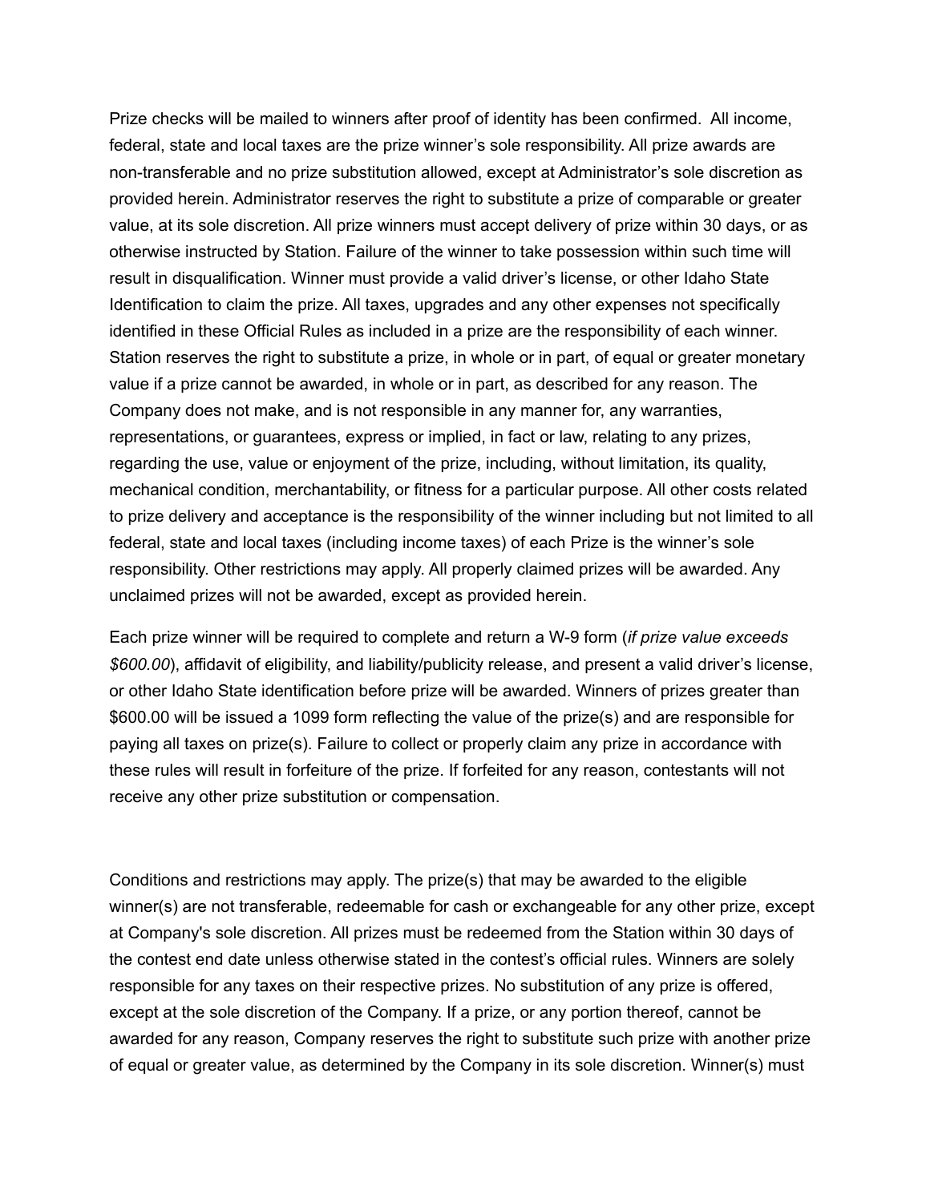Prize checks will be mailed to winners after proof of identity has been confirmed. All income, federal, state and local taxes are the prize winner's sole responsibility. All prize awards are non-transferable and no prize substitution allowed, except at Administrator's sole discretion as provided herein. Administrator reserves the right to substitute a prize of comparable or greater value, at its sole discretion. All prize winners must accept delivery of prize within 30 days, or as otherwise instructed by Station. Failure of the winner to take possession within such time will result in disqualification. Winner must provide a valid driver's license, or other Idaho State Identification to claim the prize. All taxes, upgrades and any other expenses not specifically identified in these Official Rules as included in a prize are the responsibility of each winner. Station reserves the right to substitute a prize, in whole or in part, of equal or greater monetary value if a prize cannot be awarded, in whole or in part, as described for any reason. The Company does not make, and is not responsible in any manner for, any warranties, representations, or guarantees, express or implied, in fact or law, relating to any prizes, regarding the use, value or enjoyment of the prize, including, without limitation, its quality, mechanical condition, merchantability, or fitness for a particular purpose. All other costs related to prize delivery and acceptance is the responsibility of the winner including but not limited to all federal, state and local taxes (including income taxes) of each Prize is the winner's sole responsibility. Other restrictions may apply. All properly claimed prizes will be awarded. Any unclaimed prizes will not be awarded, except as provided herein.

Each prize winner will be required to complete and return a W-9 form (*if prize value exceeds $600.00*), affidavit of eligibility, and liability/publicity release, and present a valid driver's license, or other Idaho State identification before prize will be awarded. Winners of prizes greater than $600.00 will be issued a 1099 form reflecting the value of the prize(s) and are responsible for paying all taxes on prize(s). Failure to collect or properly claim any prize in accordance with these rules will result in forfeiture of the prize. If forfeited for any reason, contestants will not receive any other prize substitution or compensation.

Conditions and restrictions may apply. The prize(s) that may be awarded to the eligible winner(s) are not transferable, redeemable for cash or exchangeable for any other prize, except at Company's sole discretion. All prizes must be redeemed from the Station within 30 days of the contest end date unless otherwise stated in the contest's official rules. Winners are solely responsible for any taxes on their respective prizes. No substitution of any prize is offered, except at the sole discretion of the Company. If a prize, or any portion thereof, cannot be awarded for any reason, Company reserves the right to substitute such prize with another prize of equal or greater value, as determined by the Company in its sole discretion. Winner(s) must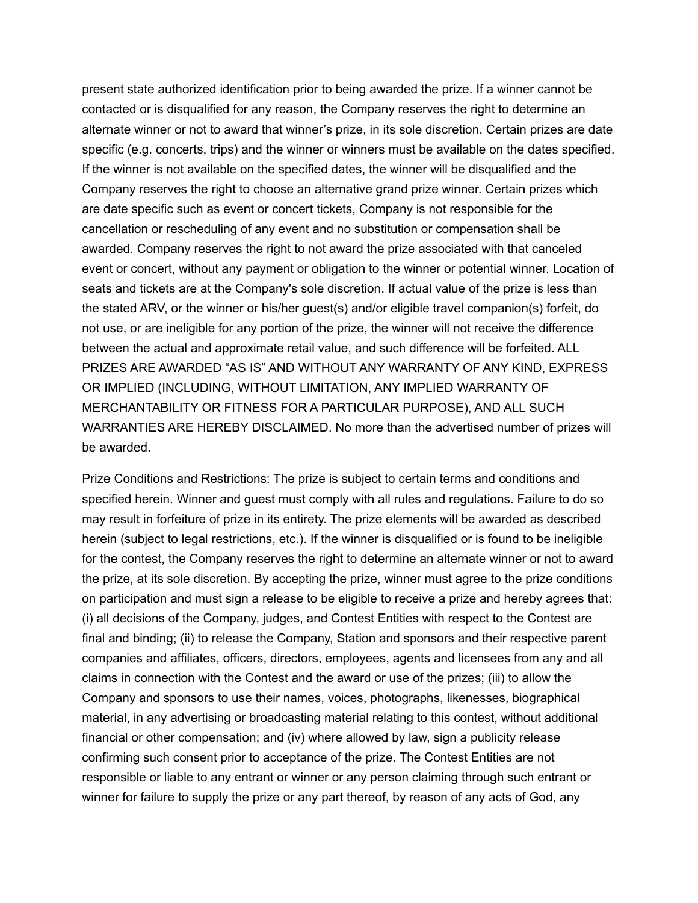present state authorized identification prior to being awarded the prize. If a winner cannot be contacted or is disqualified for any reason, the Company reserves the right to determine an alternate winner or not to award that winner's prize, in its sole discretion. Certain prizes are date specific (e.g. concerts, trips) and the winner or winners must be available on the dates specified. If the winner is not available on the specified dates, the winner will be disqualified and the Company reserves the right to choose an alternative grand prize winner. Certain prizes which are date specific such as event or concert tickets, Company is not responsible for the cancellation or rescheduling of any event and no substitution or compensation shall be awarded. Company reserves the right to not award the prize associated with that canceled event or concert, without any payment or obligation to the winner or potential winner. Location of seats and tickets are at the Company's sole discretion. If actual value of the prize is less than the stated ARV, or the winner or his/her guest(s) and/or eligible travel companion(s) forfeit, do not use, or are ineligible for any portion of the prize, the winner will not receive the difference between the actual and approximate retail value, and such difference will be forfeited. ALL PRIZES ARE AWARDED "AS IS" AND WITHOUT ANY WARRANTY OF ANY KIND, EXPRESS OR IMPLIED (INCLUDING, WITHOUT LIMITATION, ANY IMPLIED WARRANTY OF MERCHANTABILITY OR FITNESS FOR A PARTICULAR PURPOSE), AND ALL SUCH WARRANTIES ARE HEREBY DISCLAIMED. No more than the advertised number of prizes will be awarded.

Prize Conditions and Restrictions: The prize is subject to certain terms and conditions and specified herein. Winner and guest must comply with all rules and regulations. Failure to do so may result in forfeiture of prize in its entirety. The prize elements will be awarded as described herein (subject to legal restrictions, etc.). If the winner is disqualified or is found to be ineligible for the contest, the Company reserves the right to determine an alternate winner or not to award the prize, at its sole discretion. By accepting the prize, winner must agree to the prize conditions on participation and must sign a release to be eligible to receive a prize and hereby agrees that: (i) all decisions of the Company, judges, and Contest Entities with respect to the Contest are final and binding; (ii) to release the Company, Station and sponsors and their respective parent companies and affiliates, officers, directors, employees, agents and licensees from any and all claims in connection with the Contest and the award or use of the prizes; (iii) to allow the Company and sponsors to use their names, voices, photographs, likenesses, biographical material, in any advertising or broadcasting material relating to this contest, without additional financial or other compensation; and (iv) where allowed by law, sign a publicity release confirming such consent prior to acceptance of the prize. The Contest Entities are not responsible or liable to any entrant or winner or any person claiming through such entrant or winner for failure to supply the prize or any part thereof, by reason of any acts of God, any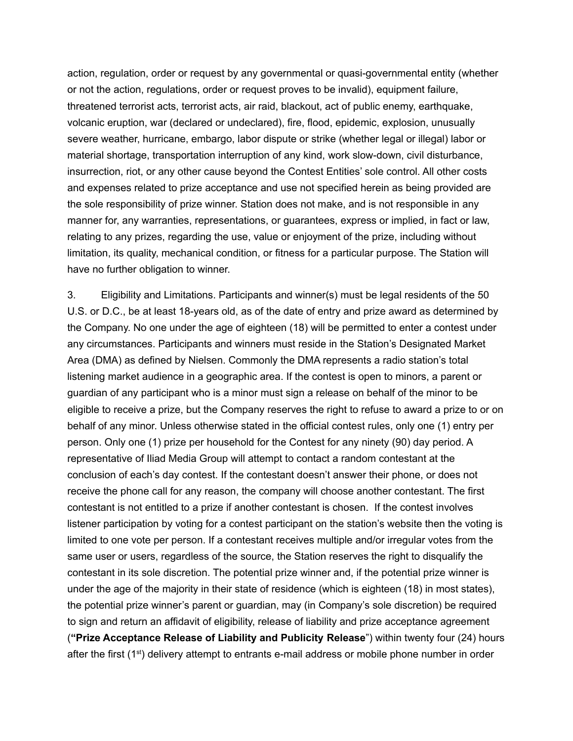action, regulation, order or request by any governmental or quasi-governmental entity (whether or not the action, regulations, order or request proves to be invalid), equipment failure, threatened terrorist acts, terrorist acts, air raid, blackout, act of public enemy, earthquake, volcanic eruption, war (declared or undeclared), fire, flood, epidemic, explosion, unusually severe weather, hurricane, embargo, labor dispute or strike (whether legal or illegal) labor or material shortage, transportation interruption of any kind, work slow-down, civil disturbance, insurrection, riot, or any other cause beyond the Contest Entities' sole control. All other costs and expenses related to prize acceptance and use not specified herein as being provided are the sole responsibility of prize winner. Station does not make, and is not responsible in any manner for, any warranties, representations, or guarantees, express or implied, in fact or law, relating to any prizes, regarding the use, value or enjoyment of the prize, including without limitation, its quality, mechanical condition, or fitness for a particular purpose. The Station will have no further obligation to winner.

3. Eligibility and Limitations. Participants and winner(s) must be legal residents of the 50 U.S. or D.C., be at least 18-years old, as of the date of entry and prize award as determined by the Company. No one under the age of eighteen (18) will be permitted to enter a contest under any circumstances. Participants and winners must reside in the Station's Designated Market Area (DMA) as defined by Nielsen. Commonly the DMA represents a radio station's total listening market audience in a geographic area. If the contest is open to minors, a parent or guardian of any participant who is a minor must sign a release on behalf of the minor to be eligible to receive a prize, but the Company reserves the right to refuse to award a prize to or on behalf of any minor. Unless otherwise stated in the official contest rules, only one (1) entry per person. Only one (1) prize per household for the Contest for any ninety (90) day period. A representative of Iliad Media Group will attempt to contact a random contestant at the conclusion of each's day contest. If the contestant doesn't answer their phone, or does not receive the phone call for any reason, the company will choose another contestant. The first contestant is not entitled to a prize if another contestant is chosen. If the contest involves listener participation by voting for a contest participant on the station's website then the voting is limited to one vote per person. If a contestant receives multiple and/or irregular votes from the same user or users, regardless of the source, the Station reserves the right to disqualify the contestant in its sole discretion. The potential prize winner and, if the potential prize winner is under the age of the majority in their state of residence (which is eighteen (18) in most states), the potential prize winner's parent or guardian, may (in Company's sole discretion) be required to sign and return an affidavit of eligibility, release of liability and prize acceptance agreement (**"Prize Acceptance Release of Liability and Publicity Release"**) within twenty four (24) hours after the first (1st) delivery attempt to entrants e-mail address or mobile phone number in order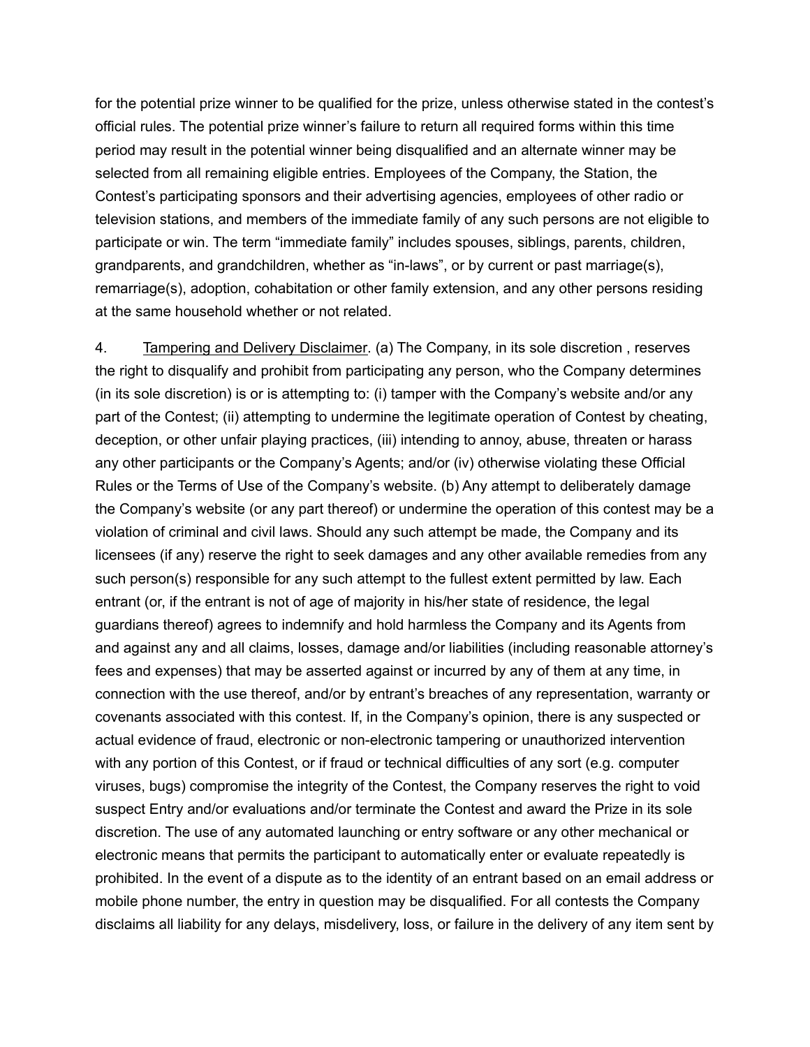for the potential prize winner to be qualified for the prize, unless otherwise stated in the contest's official rules. The potential prize winner's failure to return all required forms within this time period may result in the potential winner being disqualified and an alternate winner may be selected from all remaining eligible entries. Employees of the Company, the Station, the Contest's participating sponsors and their advertising agencies, employees of other radio or television stations, and members of the immediate family of any such persons are not eligible to participate or win. The term "immediate family" includes spouses, siblings, parents, children, grandparents, and grandchildren, whether as "in-laws", or by current or past marriage(s), remarriage(s), adoption, cohabitation or other family extension, and any other persons residing at the same household whether or not related.

4. <u>Tampering and Delivery Disclaimer</u>. (a) The Company, in its sole discretion , reserves the right to disqualify and prohibit from participating any person, who the Company determines (in its sole discretion) is or is attempting to: (i) tamper with the Company's website and/or any part of the Contest; (ii) attempting to undermine the legitimate operation of Contest by cheating, deception, or other unfair playing practices, (iii) intending to annoy, abuse, threaten or harass any other participants or the Company's Agents; and/or (iv) otherwise violating these Official Rules or the Terms of Use of the Company's website. (b) Any attempt to deliberately damage the Company's website (or any part thereof) or undermine the operation of this contest may be a violation of criminal and civil laws. Should any such attempt be made, the Company and its licensees (if any) reserve the right to seek damages and any other available remedies from any such person(s) responsible for any such attempt to the fullest extent permitted by law. Each entrant (or, if the entrant is not of age of majority in his/her state of residence, the legal guardians thereof) agrees to indemnify and hold harmless the Company and its Agents from and against any and all claims, losses, damage and/or liabilities (including reasonable attorney's fees and expenses) that may be asserted against or incurred by any of them at any time, in connection with the use thereof, and/or by entrant's breaches of any representation, warranty or covenants associated with this contest. If, in the Company's opinion, there is any suspected or actual evidence of fraud, electronic or non-electronic tampering or unauthorized intervention with any portion of this Contest, or if fraud or technical difficulties of any sort (e.g. computer viruses, bugs) compromise the integrity of the Contest, the Company reserves the right to void suspect Entry and/or evaluations and/or terminate the Contest and award the Prize in its sole discretion. The use of any automated launching or entry software or any other mechanical or electronic means that permits the participant to automatically enter or evaluate repeatedly is prohibited. In the event of a dispute as to the identity of an entrant based on an email address or mobile phone number, the entry in question may be disqualified. For all contests the Company disclaims all liability for any delays, misdelivery, loss, or failure in the delivery of any item sent by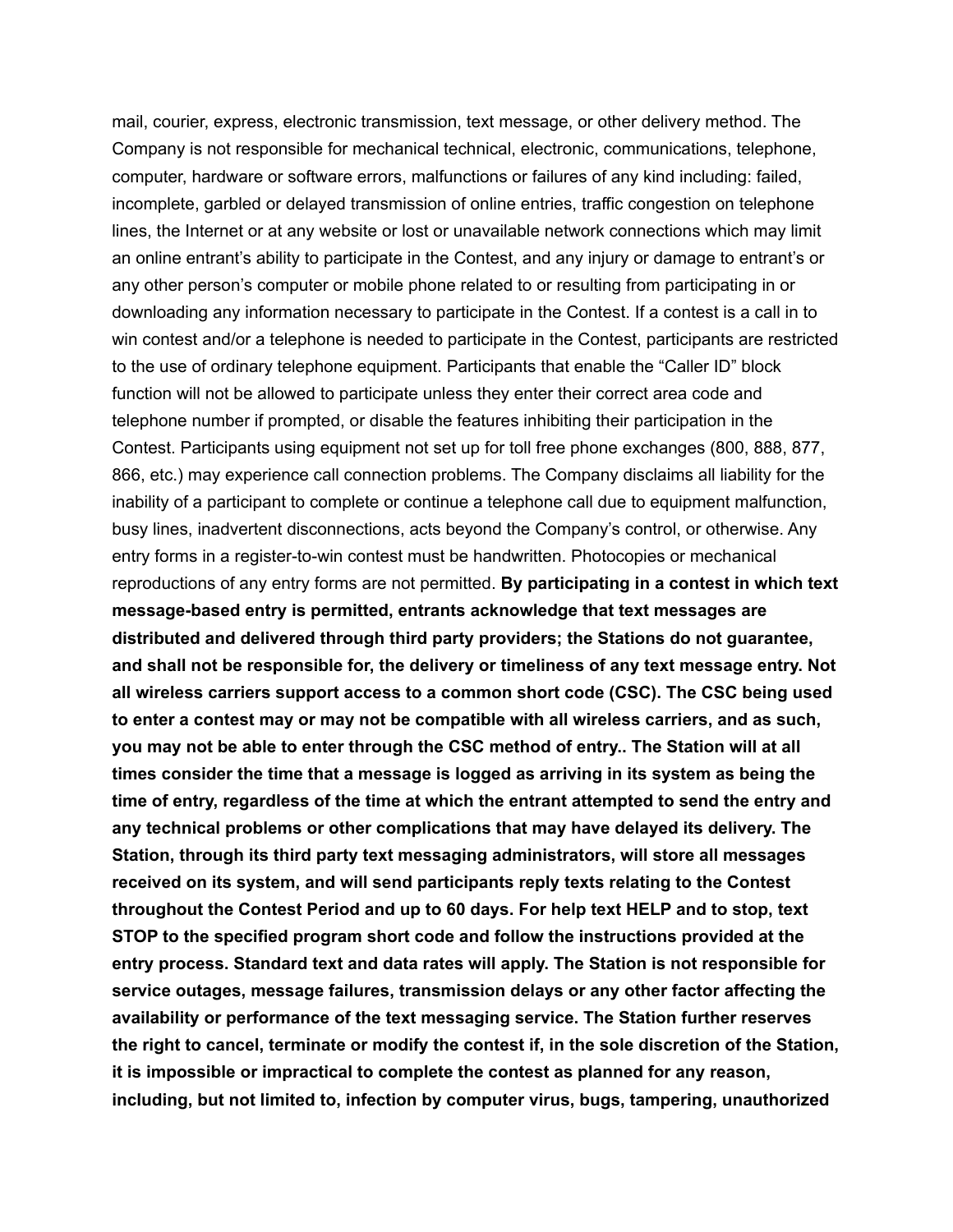mail, courier, express, electronic transmission, text message, or other delivery method. The Company is not responsible for mechanical technical, electronic, communications, telephone, computer, hardware or software errors, malfunctions or failures of any kind including: failed, incomplete, garbled or delayed transmission of online entries, traffic congestion on telephone lines, the Internet or at any website or lost or unavailable network connections which may limit an online entrant's ability to participate in the Contest, and any injury or damage to entrant's or any other person's computer or mobile phone related to or resulting from participating in or downloading any information necessary to participate in the Contest. If a contest is a call in to win contest and/or a telephone is needed to participate in the Contest, participants are restricted to the use of ordinary telephone equipment. Participants that enable the "Caller ID" block function will not be allowed to participate unless they enter their correct area code and telephone number if prompted, or disable the features inhibiting their participation in the Contest. Participants using equipment not set up for toll free phone exchanges (800, 888, 877, 866, etc.) may experience call connection problems. The Company disclaims all liability for the inability of a participant to complete or continue a telephone call due to equipment malfunction, busy lines, inadvertent disconnections, acts beyond the Company's control, or otherwise. Any entry forms in a register-to-win contest must be handwritten. Photocopies or mechanical reproductions of any entry forms are not permitted. **By participating in a contest in which text message-based entry is permitted, entrants acknowledge that text messages are distributed and delivered through third party providers; the Stations do not guarantee, and shall not be responsible for, the delivery or timeliness of any text message entry. Not all wireless carriers support access to a common short code (CSC). The CSC being used to enter a contest may or may not be compatible with all wireless carriers, and as such, you may not be able to enter through the CSC method of entry.. The Station will at all times consider the time that a message is logged as arriving in its system as being the time of entry, regardless of the time at which the entrant attempted to send the entry and any technical problems or other complications that may have delayed its delivery. The Station, through its third party text messaging administrators, will store all messages received on its system, and will send participants reply texts relating to the Contest throughout the Contest Period and up to 60 days. For help text HELP and to stop, text STOP to the specified program short code and follow the instructions provided at the entry process. Standard text and data rates will apply. The Station is not responsible for service outages, message failures, transmission delays or any other factor affecting the availability or performance of the text messaging service. The Station further reserves the right to cancel, terminate or modify the contest if, in the sole discretion of the Station, it is impossible or impractical to complete the contest as planned for any reason, including, but not limited to, infection by computer virus, bugs, tampering, unauthorized**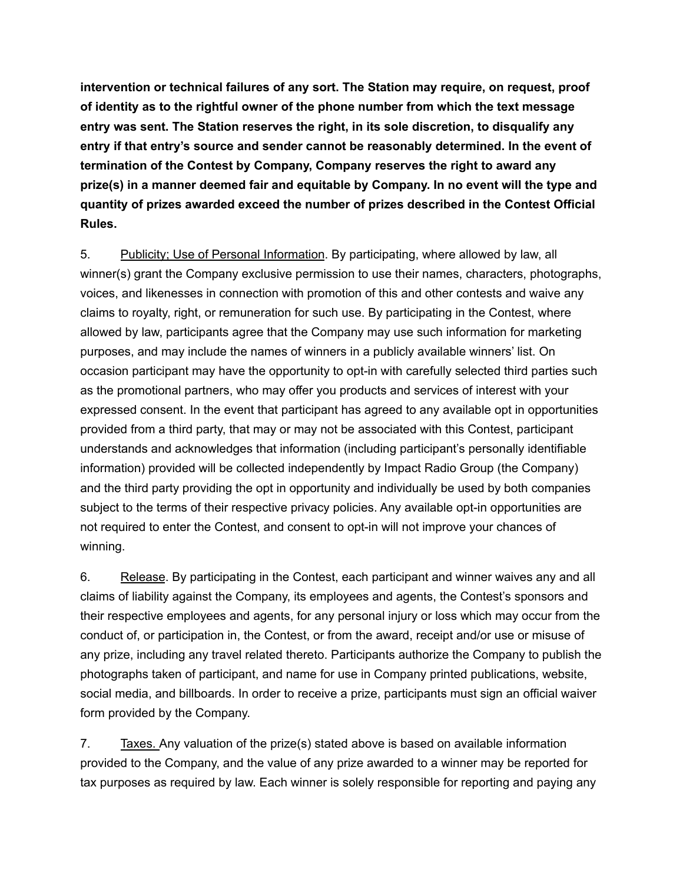**intervention or technical failures of any sort. The Station may require, on request, proof of identity as to the rightful owner of the phone number from which the text message entry was sent. The Station reserves the right, in its sole discretion, to disqualify any entry if that entry's source and sender cannot be reasonably determined. In the event of termination of the Contest by Company, Company reserves the right to award any prize(s) in a manner deemed fair and equitable by Company. In no event will the type and quantity of prizes awarded exceed the number of prizes described in the Contest Official Rules.**

5. Publicity; Use of Personal Information. By participating, where allowed by law, all winner(s) grant the Company exclusive permission to use their names, characters, photographs, voices, and likenesses in connection with promotion of this and other contests and waive any claims to royalty, right, or remuneration for such use. By participating in the Contest, where allowed by law, participants agree that the Company may use such information for marketing purposes, and may include the names of winners in a publicly available winners' list. On occasion participant may have the opportunity to opt-in with carefully selected third parties such as the promotional partners, who may offer you products and services of interest with your expressed consent. In the event that participant has agreed to any available opt in opportunities provided from a third party, that may or may not be associated with this Contest, participant understands and acknowledges that information (including participant's personally identifiable information) provided will be collected independently by Impact Radio Group (the Company) and the third party providing the opt in opportunity and individually be used by both companies subject to the terms of their respective privacy policies. Any available opt-in opportunities are not required to enter the Contest, and consent to opt-in will not improve your chances of winning.

6. Release. By participating in the Contest, each participant and winner waives any and all claims of liability against the Company, its employees and agents, the Contest's sponsors and their respective employees and agents, for any personal injury or loss which may occur from the conduct of, or participation in, the Contest, or from the award, receipt and/or use or misuse of any prize, including any travel related thereto. Participants authorize the Company to publish the photographs taken of participant, and name for use in Company printed publications, website, social media, and billboards. In order to receive a prize, participants must sign an official waiver form provided by the Company.

7. Taxes. Any valuation of the prize(s) stated above is based on available information provided to the Company, and the value of any prize awarded to a winner may be reported for tax purposes as required by law. Each winner is solely responsible for reporting and paying any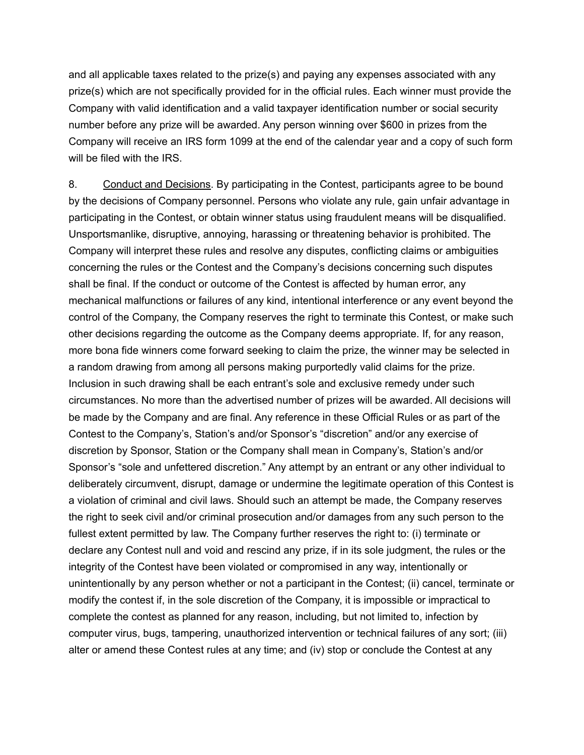and all applicable taxes related to the prize(s) and paying any expenses associated with any prize(s) which are not specifically provided for in the official rules. Each winner must provide the Company with valid identification and a valid taxpayer identification number or social security number before any prize will be awarded. Any person winning over $600 in prizes from the Company will receive an IRS form 1099 at the end of the calendar year and a copy of such form will be filed with the IRS.

8. Conduct and Decisions. By participating in the Contest, participants agree to be bound by the decisions of Company personnel. Persons who violate any rule, gain unfair advantage in participating in the Contest, or obtain winner status using fraudulent means will be disqualified. Unsportsmanlike, disruptive, annoying, harassing or threatening behavior is prohibited. The Company will interpret these rules and resolve any disputes, conflicting claims or ambiguities concerning the rules or the Contest and the Company's decisions concerning such disputes shall be final. If the conduct or outcome of the Contest is affected by human error, any mechanical malfunctions or failures of any kind, intentional interference or any event beyond the control of the Company, the Company reserves the right to terminate this Contest, or make such other decisions regarding the outcome as the Company deems appropriate. If, for any reason, more bona fide winners come forward seeking to claim the prize, the winner may be selected in a random drawing from among all persons making purportedly valid claims for the prize. Inclusion in such drawing shall be each entrant's sole and exclusive remedy under such circumstances. No more than the advertised number of prizes will be awarded. All decisions will be made by the Company and are final. Any reference in these Official Rules or as part of the Contest to the Company's, Station's and/or Sponsor's "discretion" and/or any exercise of discretion by Sponsor, Station or the Company shall mean in Company's, Station's and/or Sponsor's "sole and unfettered discretion." Any attempt by an entrant or any other individual to deliberately circumvent, disrupt, damage or undermine the legitimate operation of this Contest is a violation of criminal and civil laws. Should such an attempt be made, the Company reserves the right to seek civil and/or criminal prosecution and/or damages from any such person to the fullest extent permitted by law. The Company further reserves the right to: (i) terminate or declare any Contest null and void and rescind any prize, if in its sole judgment, the rules or the integrity of the Contest have been violated or compromised in any way, intentionally or unintentionally by any person whether or not a participant in the Contest; (ii) cancel, terminate or modify the contest if, in the sole discretion of the Company, it is impossible or impractical to complete the contest as planned for any reason, including, but not limited to, infection by computer virus, bugs, tampering, unauthorized intervention or technical failures of any sort; (iii) alter or amend these Contest rules at any time; and (iv) stop or conclude the Contest at any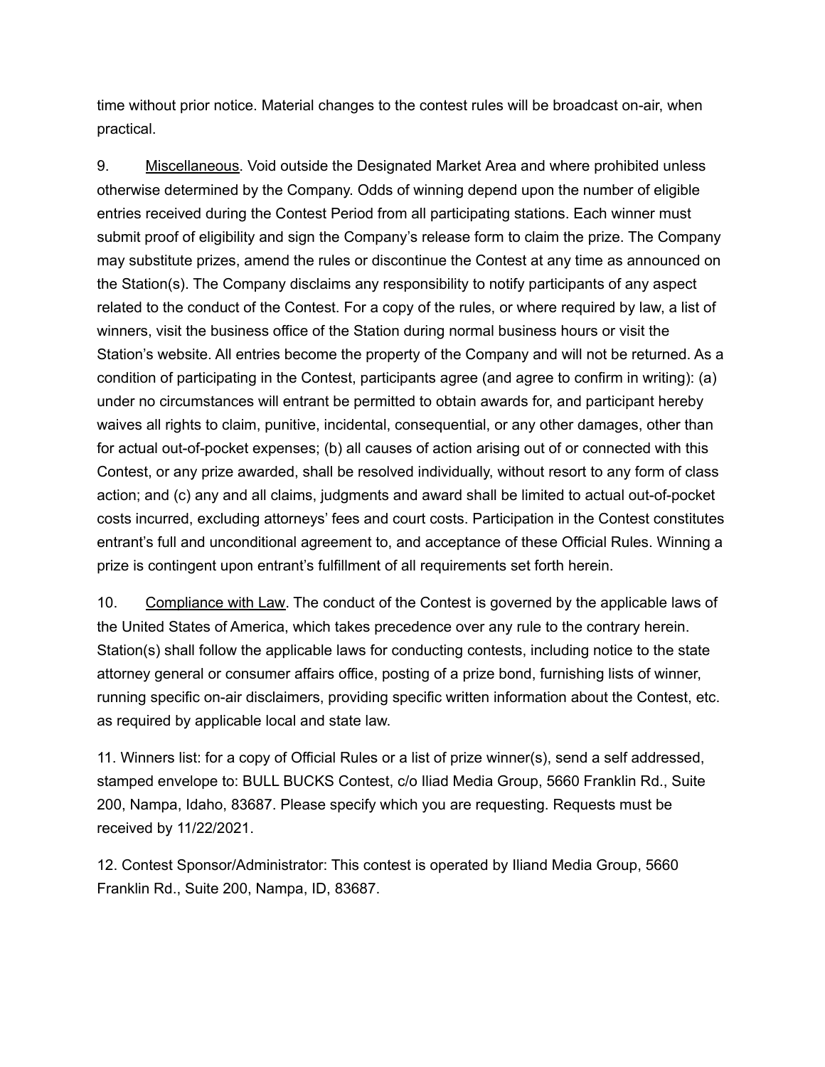time without prior notice. Material changes to the contest rules will be broadcast on-air, when practical.

9. Miscellaneous. Void outside the Designated Market Area and where prohibited unless otherwise determined by the Company. Odds of winning depend upon the number of eligible entries received during the Contest Period from all participating stations. Each winner must submit proof of eligibility and sign the Company's release form to claim the prize. The Company may substitute prizes, amend the rules or discontinue the Contest at any time as announced on the Station(s). The Company disclaims any responsibility to notify participants of any aspect related to the conduct of the Contest. For a copy of the rules, or where required by law, a list of winners, visit the business office of the Station during normal business hours or visit the Station's website. All entries become the property of the Company and will not be returned. As a condition of participating in the Contest, participants agree (and agree to confirm in writing): (a) under no circumstances will entrant be permitted to obtain awards for, and participant hereby waives all rights to claim, punitive, incidental, consequential, or any other damages, other than for actual out-of-pocket expenses; (b) all causes of action arising out of or connected with this Contest, or any prize awarded, shall be resolved individually, without resort to any form of class action; and (c) any and all claims, judgments and award shall be limited to actual out-of-pocket costs incurred, excluding attorneys' fees and court costs. Participation in the Contest constitutes entrant's full and unconditional agreement to, and acceptance of these Official Rules. Winning a prize is contingent upon entrant's fulfillment of all requirements set forth herein.

10. Compliance with Law. The conduct of the Contest is governed by the applicable laws of the United States of America, which takes precedence over any rule to the contrary herein. Station(s) shall follow the applicable laws for conducting contests, including notice to the state attorney general or consumer affairs office, posting of a prize bond, furnishing lists of winner, running specific on-air disclaimers, providing specific written information about the Contest, etc. as required by applicable local and state law.

11. Winners list: for a copy of Official Rules or a list of prize winner(s), send a self addressed, stamped envelope to: BULL BUCKS Contest, c/o Iliad Media Group, 5660 Franklin Rd., Suite 200, Nampa, Idaho, 83687. Please specify which you are requesting. Requests must be received by 11/22/2021.

12. Contest Sponsor/Administrator: This contest is operated by Iliand Media Group, 5660 Franklin Rd., Suite 200, Nampa, ID, 83687.